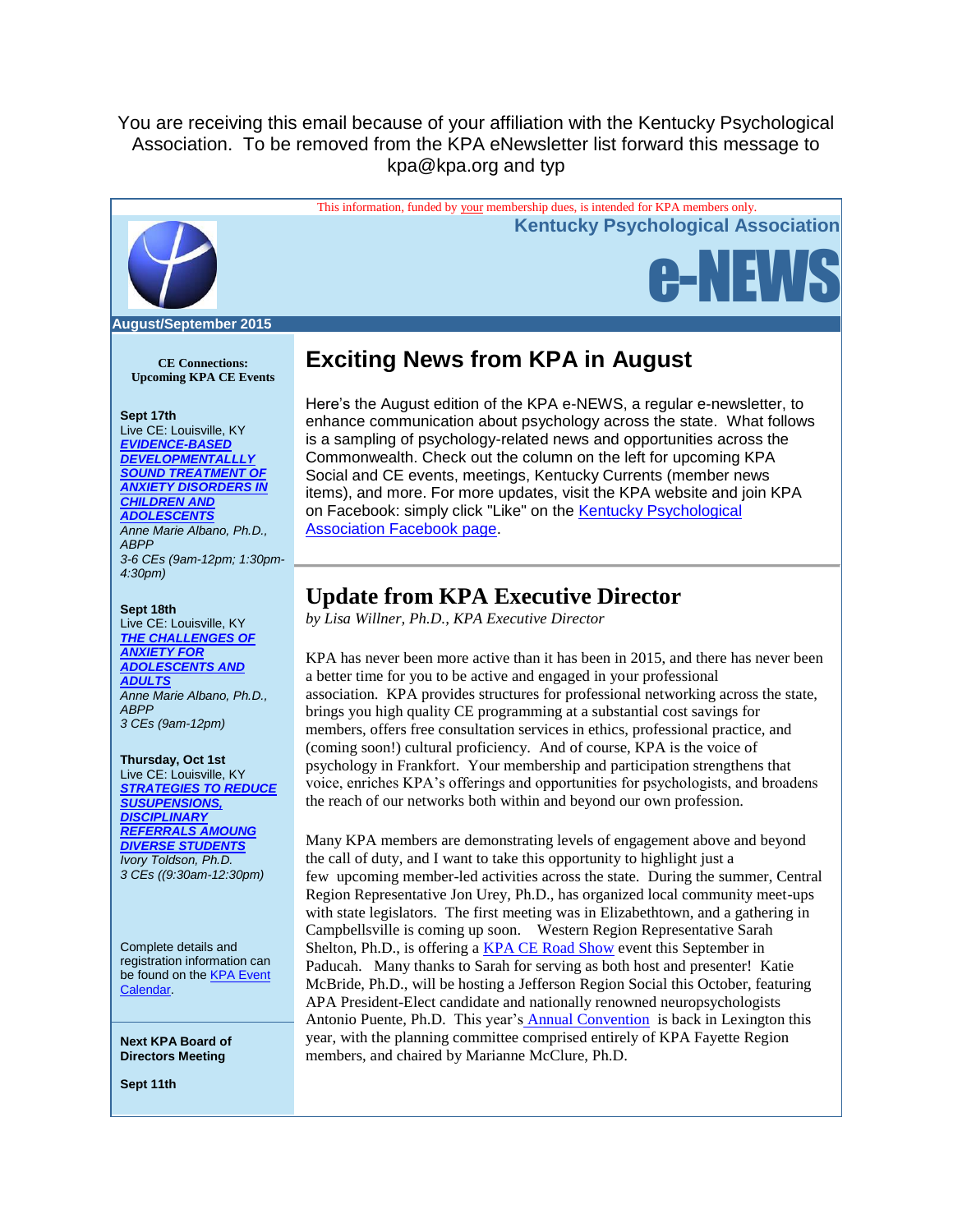You are receiving this email because of your affiliation with the Kentucky Psychological Association. To be removed from the KPA eNewsletter list forward this message to kpa@kpa.org and typ

This information, funded by your membership dues, is intended for KPA members only.

**Kentucky Psychological Association**

# e-NEWS

**August/September 2015**

## Exciting News from KPA in August

Here's the August edition of the KPA e-NEWS, a regular e-newsletter, to enhance communication about psychology across the state. What follows is a sampling of psychology-related news and opportunities across the Commonwealth. Check out the column on the left for upcoming KPA Social and CE events, meetings, Kentucky Currents (member news items), and more. For more updates, visit the KPA website and join KPA on Facebook: simply click "Like" on the Kentucky Psychological Association Facebook page.

## Update from KPA Executive Director

*by Lisa Willner, Ph.D., KPA Executive Director*

KPA has never been more active than it has been in 2015, and there has never been a better time for you to be active and engaged in your professional association. KPA provides structures for professional networking across the state, brings you high quality CE programming at a substantial cost savings for members, offers free consultation services in ethics, professional practice, and (coming soon!) cultural proficiency. And of course, KPA is the voice of psychology in Frankfort. Your membership and participation strengthens that voice, enriches KPA's offerings and opportunities for psychologists, and broadens the reach of our networks both within and beyond our own profession.

Many KPA members are demonstrating levels of engagement above and beyond the call of duty, and I want to take this opportunity to highlight just a few upcoming member-led activities across the state. During the summer, Central Region Representative Jon Urey, Ph.D., has organized local community meet-ups with state legislators. The first meeting was in Elizabethtown, and a gathering in Campbellsville is coming up soon. Western Region Representative Sarah Shelton, Ph.D., is offering a KPA CE Road Show event this September in Paducah. Many thanks to Sarah for serving as both host and presenter! Katie McBride, Ph.D., will be hosting a Jefferson Region Social this October, featuring APA President-Elect candidate and nationally renowned neuropsychologists Antonio Puente, Ph.D. This year's Annual Convention is back in Lexington this year, with the planning committee comprised entirely of KPA Fayette Region members, and chaired by Marianne McClure, Ph.D.

**CE Connections: Upcoming KPA CE Events**

**Sept 17th**
Live CE: Louisville, KY
***EVIDENCE-BASED DEVELOPMENTALLLY SOUND TREATMENT OF ANXIETY DISORDERS IN CHILDREN AND ADOLESCENTS***
*Anne Marie Albano, Ph.D., ABPP*
*3-6 CEs (9am-12pm; 1:30pm-4:30pm)*

**Sept 18th**
Live CE: Louisville, KY
***THE CHALLENGES OF ANXIETY FOR ADOLESCENTS AND ADULTS***
*Anne Marie Albano, Ph.D., ABPP*
*3 CEs (9am-12pm)*

**Thursday, Oct 1st**
Live CE: Louisville, KY
***STRATEGIES TO REDUCE SUSUPENSIONS, DISCIPLINARY REFERRALS AMOUNG DIVERSE STUDENTS***
*Ivory Toldson, Ph.D.*
*3 CEs ((9:30am-12:30pm)*

Complete details and registration information can be found on the KPA Event Calendar.

**Next KPA Board of Directors Meeting**

**Sept 11th**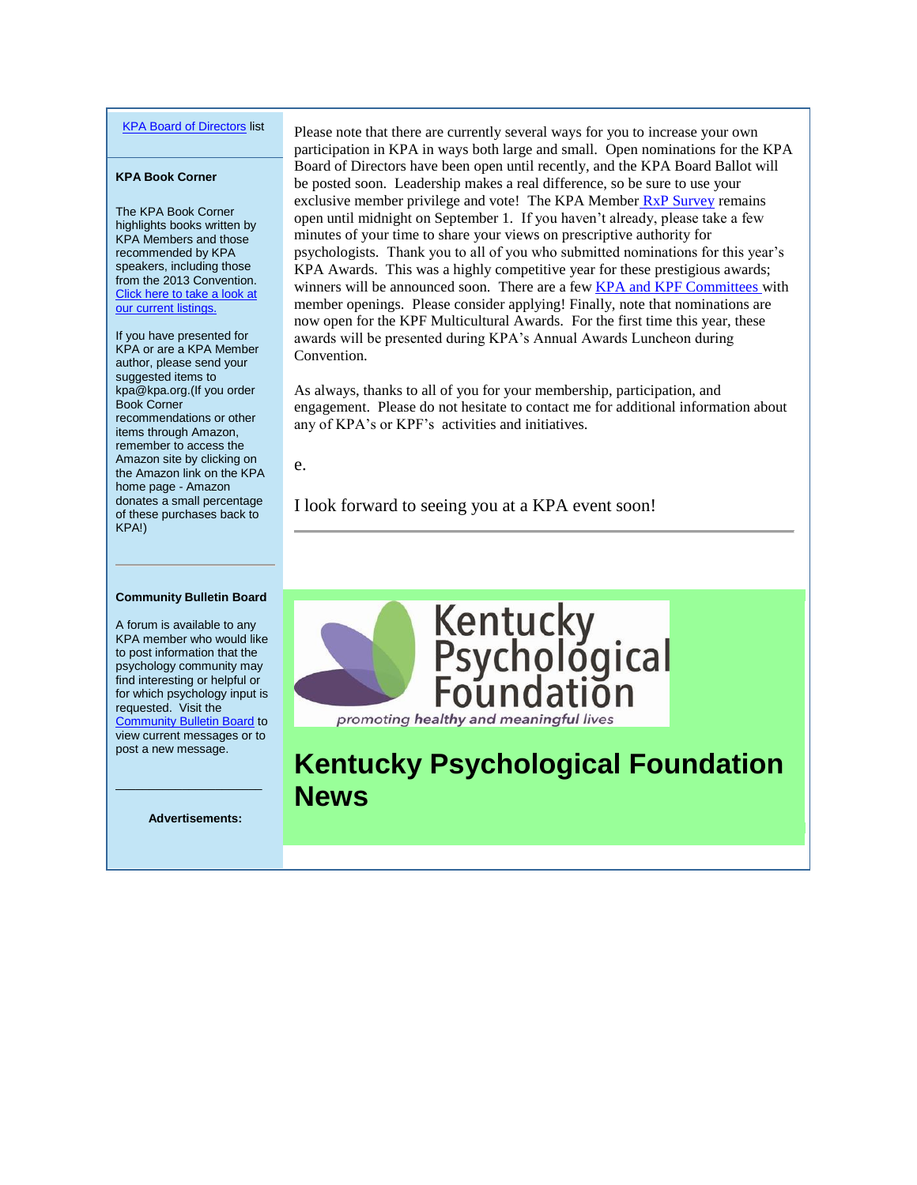KPA Board of Directors list

**KPA Book Corner**

The KPA Book Corner highlights books written by KPA Members and those recommended by KPA speakers, including those from the 2013 Convention. Click here to take a look at our current listings.

If you have presented for KPA or are a KPA Member author, please send your suggested items to kpa@kpa.org.(If you order Book Corner recommendations or other items through Amazon, remember to access the Amazon site by clicking on the Amazon link on the KPA home page - Amazon donates a small percentage of these purchases back to KPA!)

**Community Bulletin Board**

A forum is available to any KPA member who would like to post information that the psychology community may find interesting or helpful or for which psychology input is requested. Visit the Community Bulletin Board to view current messages or to post a new message.

**Advertisements:**

Please note that there are currently several ways for you to increase your own participation in KPA in ways both large and small. Open nominations for the KPA Board of Directors have been open until recently, and the KPA Board Ballot will be posted soon. Leadership makes a real difference, so be sure to use your exclusive member privilege and vote! The KPA Member RxP Survey remains open until midnight on September 1. If you haven't already, please take a few minutes of your time to share your views on prescriptive authority for psychologists. Thank you to all of you who submitted nominations for this year's KPA Awards. This was a highly competitive year for these prestigious awards; winners will be announced soon. There are a few KPA and KPF Committees with member openings. Please consider applying! Finally, note that nominations are now open for the KPF Multicultural Awards. For the first time this year, these awards will be presented during KPA's Annual Awards Luncheon during Convention.

As always, thanks to all of you for your membership, participation, and engagement. Please do not hesitate to contact me for additional information about any of KPA's or KPF's activities and initiatives.

e.

I look forward to seeing you at a KPA event soon!

---

Kentucky Psychological Foundation

*promoting healthy and meaningful lives*

# Kentucky Psychological Foundation News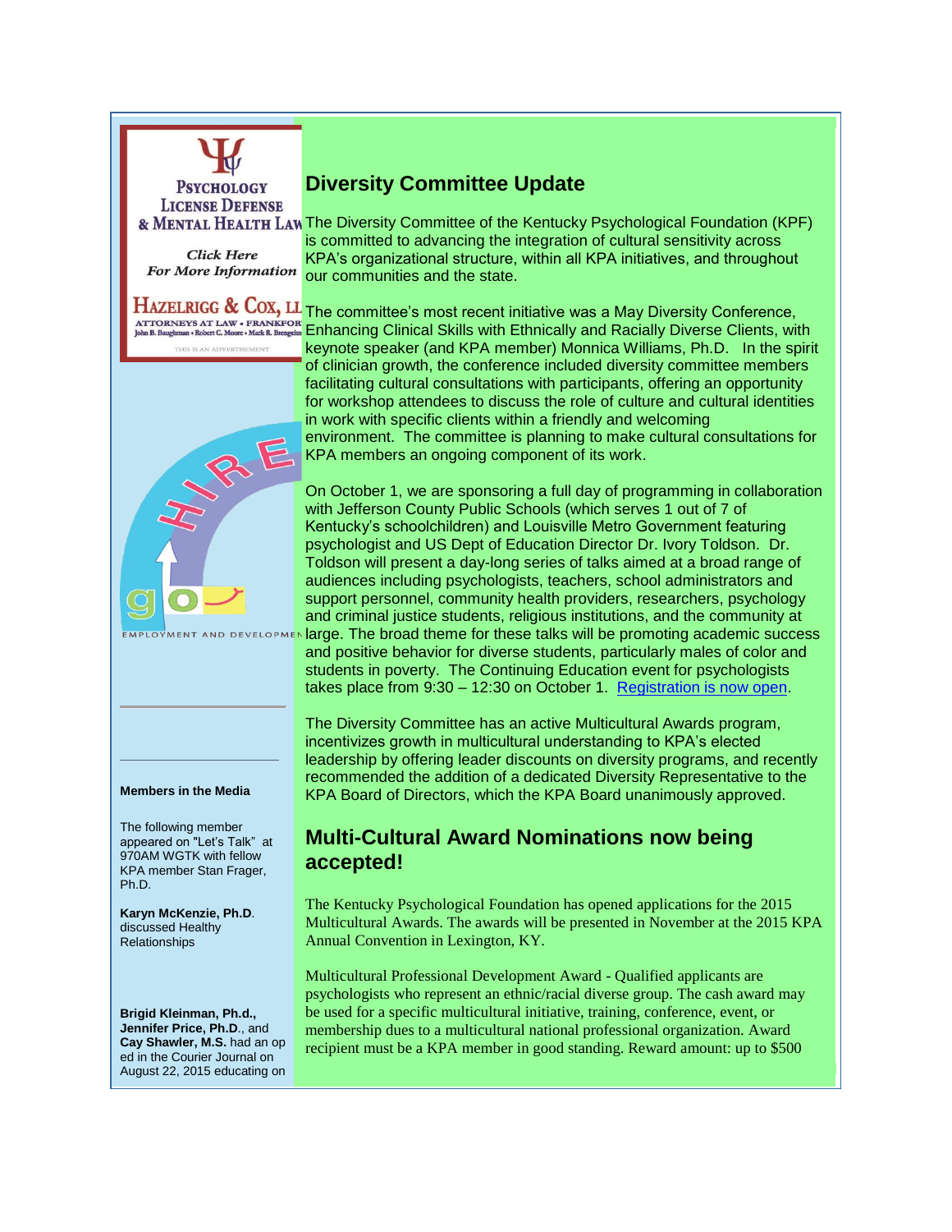## Diversity Committee Update

The Diversity Committee of the Kentucky Psychological Foundation (KPF) is committed to advancing the integration of cultural sensitivity across KPA's organizational structure, within all KPA initiatives, and throughout our communities and the state.

The committee's most recent initiative was a May Diversity Conference, Enhancing Clinical Skills with Ethnically and Racially Diverse Clients, with keynote speaker (and KPA member) Monnica Williams, Ph.D. In the spirit of clinician growth, the conference included diversity committee members facilitating cultural consultations with participants, offering an opportunity for workshop attendees to discuss the role of culture and cultural identities in work with specific clients within a friendly and welcoming environment. The committee is planning to make cultural consultations for KPA members an ongoing component of its work.

On October 1, we are sponsoring a full day of programming in collaboration with Jefferson County Public Schools (which serves 1 out of 7 of Kentucky's schoolchildren) and Louisville Metro Government featuring psychologist and US Dept of Education Director Dr. Ivory Toldson. Dr. Toldson will present a day-long series of talks aimed at a broad range of audiences including psychologists, teachers, school administrators and support personnel, community health providers, researchers, psychology and criminal justice students, religious institutions, and the community at large. The broad theme for these talks will be promoting academic success and positive behavior for diverse students, particularly males of color and students in poverty. The Continuing Education event for psychologists takes place from 9:30 – 12:30 on October 1. Registration is now open.

The Diversity Committee has an active Multicultural Awards program, incentivizes growth in multicultural understanding to KPA's elected leadership by offering leader discounts on diversity programs, and recently recommended the addition of a dedicated Diversity Representative to the KPA Board of Directors, which the KPA Board unanimously approved.

## Multi-Cultural Award Nominations now being accepted!

The Kentucky Psychological Foundation has opened applications for the 2015 Multicultural Awards. The awards will be presented in November at the 2015 KPA Annual Convention in Lexington, KY.

Multicultural Professional Development Award - Qualified applicants are psychologists who represent an ethnic/racial diverse group. The cash award may be used for a specific multicultural initiative, training, conference, event, or membership dues to a multicultural national professional organization. Award recipient must be a KPA member in good standing. Reward amount: up to $500

---

PSYCHOLOGY LICENSE DEFENSE & MENTAL HEALTH LAW

*Click Here For More Information*

HAZELRIGG & COX, LLP
ATTORNEYS AT LAW • FRANKFORT
John B. Baughman • Robert C. Moore • Mark R. Brengelman
THIS IS AN ADVERTISEMENT

HIRE go
EMPLOYMENT AND DEVELOPMENT

---

**Members in the Media**

The following member appeared on "Let's Talk" at 970AM WGTK with fellow KPA member Stan Frager, Ph.D.

**Karyn McKenzie, Ph.D**. discussed Healthy Relationships

**Brigid Kleinman, Ph.d., Jennifer Price, Ph.D**., and **Cay Shawler, M.S.** had an op ed in the Courier Journal on August 22, 2015 educating on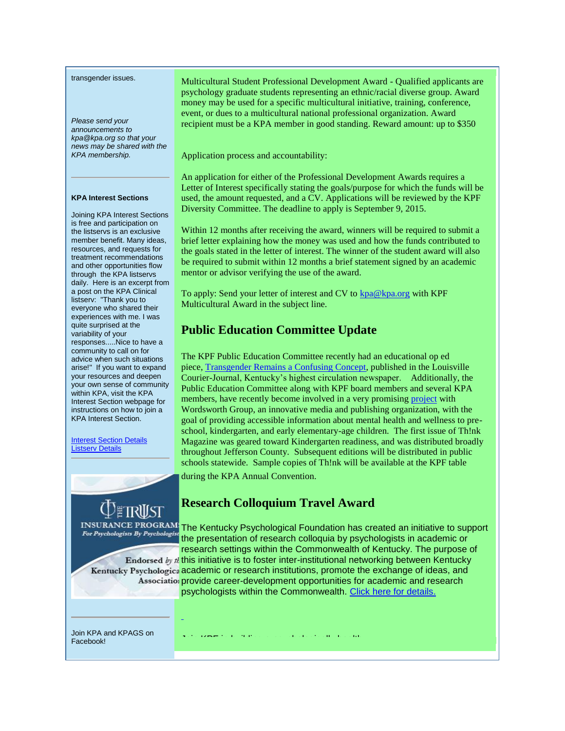transgender issues.

*Please send your announcements to kpa@kpa.org so that your news may be shared with the KPA membership.*

---

**KPA Interest Sections**

Joining KPA Interest Sections is free and participation on the listservs is an exclusive member benefit. Many ideas, resources, and requests for treatment recommendations and other opportunities flow through the KPA listservs daily. Here is an excerpt from a post on the KPA Clinical listserv: "Thank you to everyone who shared their experiences with me. I was quite surprised at the variability of your responses.....Nice to have a community to call on for advice when such situations arise!" If you want to expand your resources and deepen your own sense of community within KPA, visit the KPA Interest Section webpage for instructions on how to join a KPA Interest Section.

[Interest Section Details](#)
[Listserv Details](#)

---

THE TRUST
INSURANCE PROGRAMS
*For Psychologists By Psychologists*

Endorsed *by the*
Kentucky Psychological
Association

---

Join KPA and KPAGS on Facebook!

Multicultural Student Professional Development Award - Qualified applicants are psychology graduate students representing an ethnic/racial diverse group. Award money may be used for a specific multicultural initiative, training, conference, event, or dues to a multicultural national professional organization. Award recipient must be a KPA member in good standing. Reward amount: up to $350

Application process and accountability:

An application for either of the Professional Development Awards requires a Letter of Interest specifically stating the goals/purpose for which the funds will be used, the amount requested, and a CV. Applications will be reviewed by the KPF Diversity Committee. The deadline to apply is September 9, 2015.

Within 12 months after receiving the award, winners will be required to submit a brief letter explaining how the money was used and how the funds contributed to the goals stated in the letter of interest. The winner of the student award will also be required to submit within 12 months a brief statement signed by an academic mentor or advisor verifying the use of the award.

To apply: Send your letter of interest and CV to [kpa@kpa.org](mailto:kpa@kpa.org) with KPF Multicultural Award in the subject line.

## Public Education Committee Update

The KPF Public Education Committee recently had an educational op ed piece, [Transgender Remains a Confusing Concept](#), published in the Louisville Courier-Journal, Kentucky's highest circulation newspaper. Additionally, the Public Education Committee along with KPF board members and several KPA members, have recently become involved in a very promising [project](#) with Wordsworth Group, an innovative media and publishing organization, with the goal of providing accessible information about mental health and wellness to pre-school, kindergarten, and early elementary-age children. The first issue of Th!nk Magazine was geared toward Kindergarten readiness, and was distributed broadly throughout Jefferson County. Subsequent editions will be distributed in public schools statewide. Sample copies of Th!nk will be available at the KPF table during the KPA Annual Convention.

## Research Colloquium Travel Award

The Kentucky Psychological Foundation has created an initiative to support the presentation of research colloquia by psychologists in academic or research settings within the Commonwealth of Kentucky. The purpose of this initiative is to foster inter-institutional networking between Kentucky academic or research institutions, promote the exchange of ideas, and provide career-development opportunities for academic and research psychologists within the Commonwealth. [Click here for details.](#)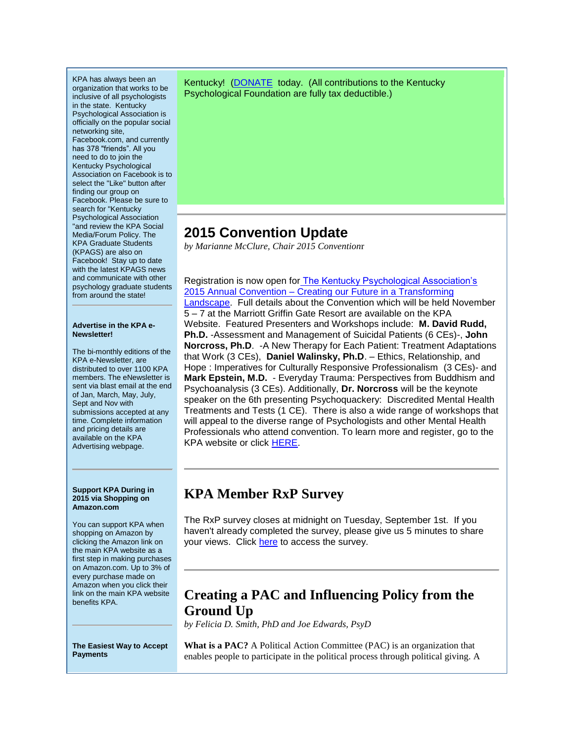KPA has always been an organization that works to be inclusive of all psychologists in the state. Kentucky Psychological Association is officially on the popular social networking site, Facebook.com, and currently has 378 "friends". All you need to do to join the Kentucky Psychological Association on Facebook is to select the "Like" button after finding our group on Facebook. Please be sure to search for "Kentucky Psychological Association "and review the KPA Social Media/Forum Policy. The KPA Graduate Students (KPAGS) are also on Facebook! Stay up to date with the latest KPAGS news and communicate with other psychology graduate students from around the state!

**Advertise in the KPA e-Newsletter!**

The bi-monthly editions of the KPA e-Newsletter, are distributed to over 1100 KPA members. The eNewsletter is sent via blast email at the end of Jan, March, May, July, Sept and Nov with submissions accepted at any time. Complete information and pricing details are available on the KPA Advertising webpage.

**Support KPA During in 2015 via Shopping on Amazon.com**

You can support KPA when shopping on Amazon by clicking the Amazon link on the main KPA website as a first step in making purchases on Amazon.com. Up to 3% of every purchase made on Amazon when you click their link on the main KPA website benefits KPA.

**The Easiest Way to Accept Payments**

Kentucky! (DONATE today. (All contributions to the Kentucky Psychological Foundation are fully tax deductible.)

## 2015 Convention Update

*by Marianne McClure, Chair 2015 Convention*r

Registration is now open for The Kentucky Psychological Association's 2015 Annual Convention – Creating our Future in a Transforming Landscape. Full details about the Convention which will be held November 5 – 7 at the Marriott Griffin Gate Resort are available on the KPA Website. Featured Presenters and Workshops include: **M. David Rudd, Ph.D.** -Assessment and Management of Suicidal Patients (6 CEs)-, **John Norcross, Ph.D**. -A New Therapy for Each Patient: Treatment Adaptations that Work (3 CEs), **Daniel Walinsky, Ph.D**. – Ethics, Relationship, and Hope : Imperatives for Culturally Responsive Professionalism (3 CEs)- and **Mark Epstein, M.D.** - Everyday Trauma: Perspectives from Buddhism and Psychoanalysis (3 CEs). Additionally, **Dr. Norcross** will be the keynote speaker on the 6th presenting Psychoquackery: Discredited Mental Health Treatments and Tests (1 CE). There is also a wide range of workshops that will appeal to the diverse range of Psychologists and other Mental Health Professionals who attend convention. To learn more and register, go to the KPA website or click HERE.

## KPA Member RxP Survey

The RxP survey closes at midnight on Tuesday, September 1st. If you haven't already completed the survey, please give us 5 minutes to share your views. Click here to access the survey.

## Creating a PAC and Influencing Policy from the Ground Up

*by Felicia D. Smith, PhD and Joe Edwards, PsyD*

**What is a PAC?** A Political Action Committee (PAC) is an organization that enables people to participate in the political process through political giving. A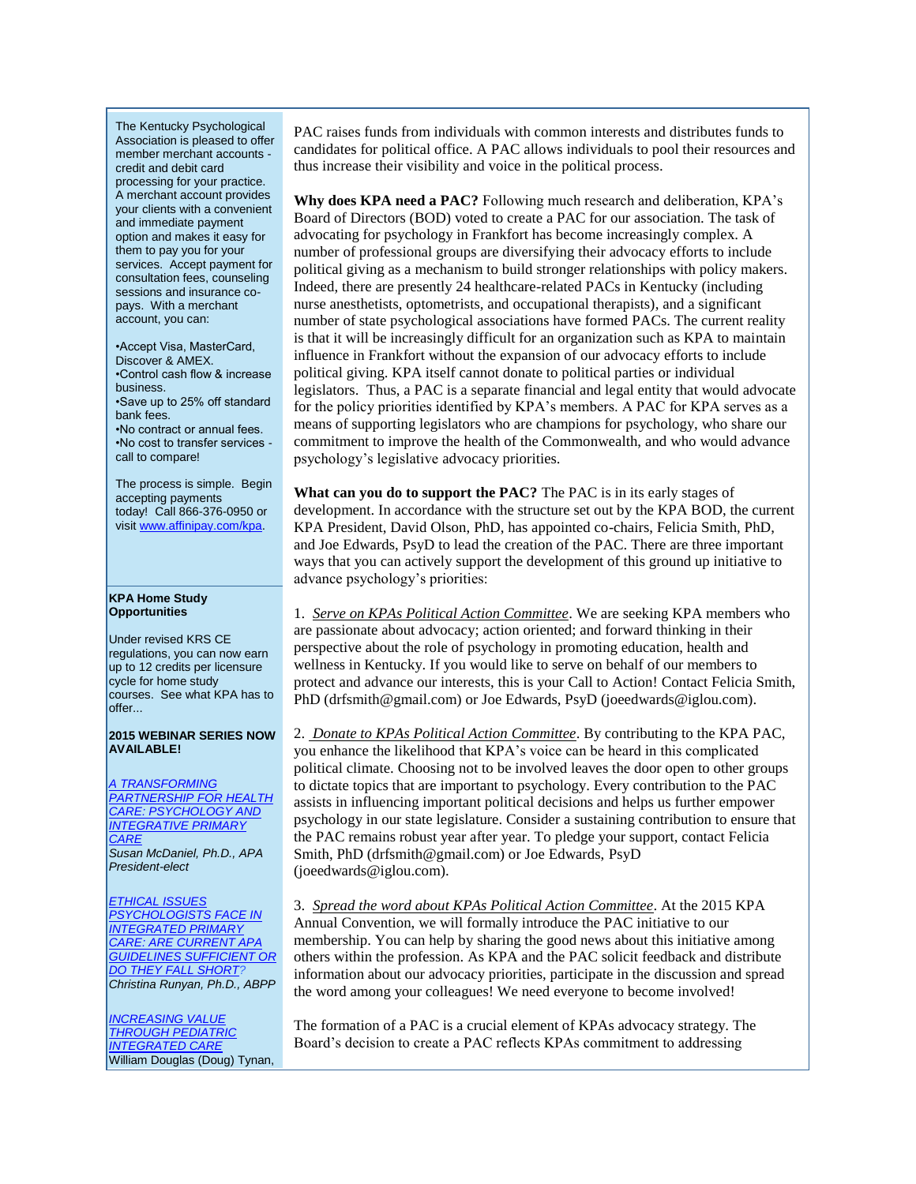PAC raises funds from individuals with common interests and distributes funds to candidates for political office. A PAC allows individuals to pool their resources and thus increase their visibility and voice in the political process.

**Why does KPA need a PAC?** Following much research and deliberation, KPA's Board of Directors (BOD) voted to create a PAC for our association. The task of advocating for psychology in Frankfort has become increasingly complex. A number of professional groups are diversifying their advocacy efforts to include political giving as a mechanism to build stronger relationships with policy makers. Indeed, there are presently 24 healthcare-related PACs in Kentucky (including nurse anesthetists, optometrists, and occupational therapists), and a significant number of state psychological associations have formed PACs. The current reality is that it will be increasingly difficult for an organization such as KPA to maintain influence in Frankfort without the expansion of our advocacy efforts to include political giving. KPA itself cannot donate to political parties or individual legislators. Thus, a PAC is a separate financial and legal entity that would advocate for the policy priorities identified by KPA's members. A PAC for KPA serves as a means of supporting legislators who are champions for psychology, who share our commitment to improve the health of the Commonwealth, and who would advance psychology's legislative advocacy priorities.

**What can you do to support the PAC?** The PAC is in its early stages of development. In accordance with the structure set out by the KPA BOD, the current KPA President, David Olson, PhD, has appointed co-chairs, Felicia Smith, PhD, and Joe Edwards, PsyD to lead the creation of the PAC. There are three important ways that you can actively support the development of this ground up initiative to advance psychology's priorities:

1. *Serve on KPAs Political Action Committee*. We are seeking KPA members who are passionate about advocacy; action oriented; and forward thinking in their perspective about the role of psychology in promoting education, health and wellness in Kentucky. If you would like to serve on behalf of our members to protect and advance our interests, this is your Call to Action! Contact Felicia Smith, PhD (drfsmith@gmail.com) or Joe Edwards, PsyD (joeedwards@iglou.com).

2. *Donate to KPAs Political Action Committee*. By contributing to the KPA PAC, you enhance the likelihood that KPA's voice can be heard in this complicated political climate. Choosing not to be involved leaves the door open to other groups to dictate topics that are important to psychology. Every contribution to the PAC assists in influencing important political decisions and helps us further empower psychology in our state legislature. Consider a sustaining contribution to ensure that the PAC remains robust year after year. To pledge your support, contact Felicia Smith, PhD (drfsmith@gmail.com) or Joe Edwards, PsyD (joeedwards@iglou.com).

3. *Spread the word about KPAs Political Action Committee*. At the 2015 KPA Annual Convention, we will formally introduce the PAC initiative to our membership. You can help by sharing the good news about this initiative among others within the profession. As KPA and the PAC solicit feedback and distribute information about our advocacy priorities, participate in the discussion and spread the word among your colleagues! We need everyone to become involved!

The formation of a PAC is a crucial element of KPAs advocacy strategy. The Board's decision to create a PAC reflects KPAs commitment to addressing

---

The Kentucky Psychological Association is pleased to offer member merchant accounts - credit and debit card processing for your practice. A merchant account provides your clients with a convenient and immediate payment option and makes it easy for them to pay you for your services. Accept payment for consultation fees, counseling sessions and insurance co-pays. With a merchant account, you can:

- Accept Visa, MasterCard, Discover & AMEX.
- Control cash flow & increase business.
- Save up to 25% off standard bank fees.
- No contract or annual fees.
- No cost to transfer services - call to compare!

The process is simple. Begin accepting payments today! Call 866-376-0950 or visit www.affinipay.com/kpa.

**KPA Home Study Opportunities**

Under revised KRS CE regulations, you can now earn up to 12 credits per licensure cycle for home study courses. See what KPA has to offer...

**2015 WEBINAR SERIES NOW AVAILABLE!**

A TRANSFORMING PARTNERSHIP FOR HEALTH CARE: PSYCHOLOGY AND INTEGRATIVE PRIMARY CARE
*Susan McDaniel, Ph.D., APA President-elect*

ETHICAL ISSUES PSYCHOLOGISTS FACE IN INTEGRATED PRIMARY CARE: ARE CURRENT APA GUIDELINES SUFFICIENT OR DO THEY FALL SHORT?
*Christina Runyan, Ph.D., ABPP*

INCREASING VALUE THROUGH PEDIATRIC INTEGRATED CARE
William Douglas (Doug) Tynan,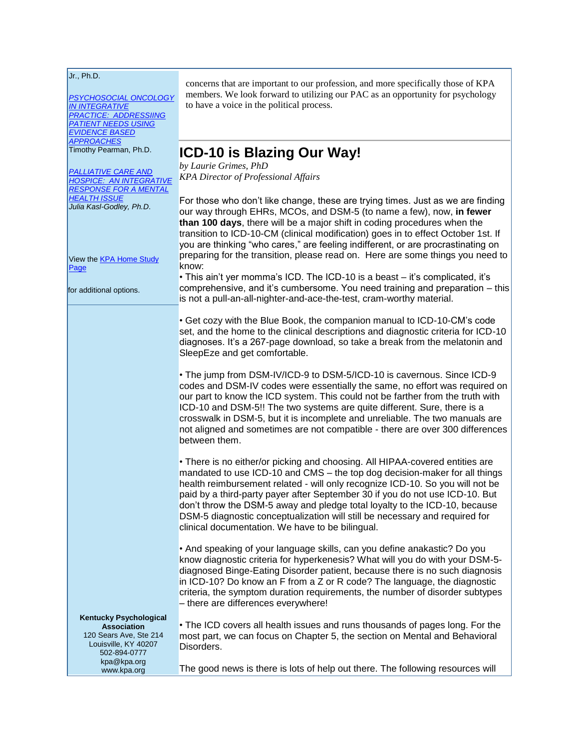Jr., Ph.D.

*PSYCHOSOCIAL ONCOLOGY IN INTEGRATIVE PRACTICE: ADDRESSIING PATIENT NEEDS USING EVIDENCE BASED APPROACHES*
Timothy Pearman, Ph.D.

*PALLIATIVE CARE AND HOSPICE: AN INTEGRATIVE RESPONSE FOR A MENTAL HEALTH ISSUE*
*Julia Kasl-Godley, Ph.D.*

View the KPA Home Study Page

for additional options.

**Kentucky Psychological Association**
120 Sears Ave, Ste 214
Louisville, KY 40207
502-894-0777
kpa@kpa.org
www.kpa.org

concerns that are important to our profession, and more specifically those of KPA members. We look forward to utilizing our PAC as an opportunity for psychology to have a voice in the political process.

# ICD-10 is Blazing Our Way!

*by Laurie Grimes, PhD*
*KPA Director of Professional Affairs*

For those who don't like change, these are trying times. Just as we are finding our way through EHRs, MCOs, and DSM-5 (to name a few), now, **in fewer than 100 days**, there will be a major shift in coding procedures when the transition to ICD-10-CM (clinical modification) goes in to effect October 1st. If you are thinking "who cares," are feeling indifferent, or are procrastinating on preparing for the transition, please read on. Here are some things you need to know:

• This ain't yer momma's ICD. The ICD-10 is a beast – it's complicated, it's comprehensive, and it's cumbersome. You need training and preparation – this is not a pull-an-all-nighter-and-ace-the-test, cram-worthy material.

• Get cozy with the Blue Book, the companion manual to ICD-10-CM's code set, and the home to the clinical descriptions and diagnostic criteria for ICD-10 diagnoses. It's a 267-page download, so take a break from the melatonin and SleepEze and get comfortable.

• The jump from DSM-IV/ICD-9 to DSM-5/ICD-10 is cavernous. Since ICD-9 codes and DSM-IV codes were essentially the same, no effort was required on our part to know the ICD system. This could not be farther from the truth with ICD-10 and DSM-5!! The two systems are quite different. Sure, there is a crosswalk in DSM-5, but it is incomplete and unreliable. The two manuals are not aligned and sometimes are not compatible - there are over 300 differences between them.

• There is no either/or picking and choosing. All HIPAA-covered entities are mandated to use ICD-10 and CMS – the top dog decision-maker for all things health reimbursement related - will only recognize ICD-10. So you will not be paid by a third-party payer after September 30 if you do not use ICD-10. But don't throw the DSM-5 away and pledge total loyalty to the ICD-10, because DSM-5 diagnostic conceptualization will still be necessary and required for clinical documentation. We have to be bilingual.

• And speaking of your language skills, can you define anakastic? Do you know diagnostic criteria for hyperkenesis? What will you do with your DSM-5-diagnosed Binge-Eating Disorder patient, because there is no such diagnosis in ICD-10? Do know an F from a Z or R code? The language, the diagnostic criteria, the symptom duration requirements, the number of disorder subtypes – there are differences everywhere!

• The ICD covers all health issues and runs thousands of pages long. For the most part, we can focus on Chapter 5, the section on Mental and Behavioral Disorders.

The good news is there is lots of help out there. The following resources will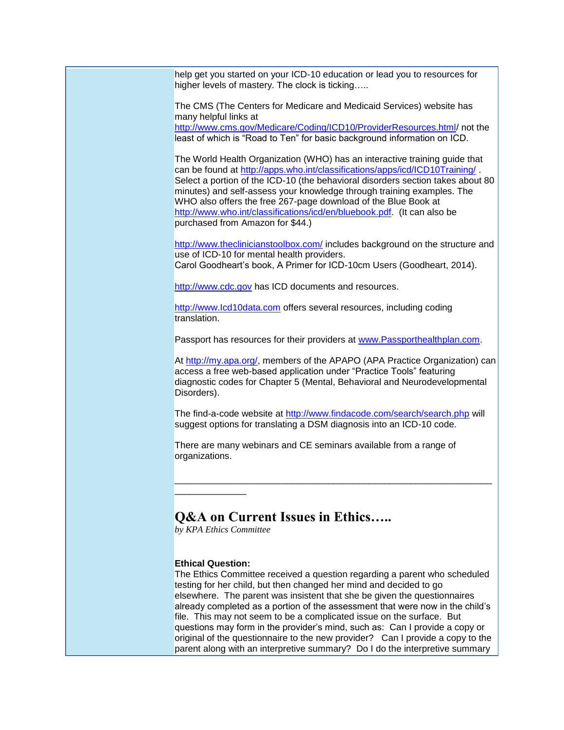help get you started on your ICD-10 education or lead you to resources for higher levels of mastery. The clock is ticking…..

The CMS (The Centers for Medicare and Medicaid Services) website has many helpful links at http://www.cms.gov/Medicare/Coding/ICD10/ProviderResources.html/ not the least of which is "Road to Ten" for basic background information on ICD.

The World Health Organization (WHO) has an interactive training guide that can be found at http://apps.who.int/classifications/apps/icd/ICD10Training/ . Select a portion of the ICD-10 (the behavioral disorders section takes about 80 minutes) and self-assess your knowledge through training examples. The WHO also offers the free 267-page download of the Blue Book at http://www.who.int/classifications/icd/en/bluebook.pdf. (It can also be purchased from Amazon for $44.)

http://www.theclinicianstoolbox.com/ includes background on the structure and use of ICD-10 for mental health providers.
Carol Goodheart's book, A Primer for ICD-10cm Users (Goodheart, 2014).

http://www.cdc.gov has ICD documents and resources.

http://www.Icd10data.com offers several resources, including coding translation.

Passport has resources for their providers at www.Passporthealthplan.com.

At http://my.apa.org/, members of the APAPO (APA Practice Organization) can access a free web-based application under "Practice Tools" featuring diagnostic codes for Chapter 5 (Mental, Behavioral and Neurodevelopmental Disorders).

The find-a-code website at http://www.findacode.com/search/search.php will suggest options for translating a DSM diagnosis into an ICD-10 code.

There are many webinars and CE seminars available from a range of organizations.

---

## Q&A on Current Issues in Ethics…..

*by KPA Ethics Committee*

**Ethical Question:**
The Ethics Committee received a question regarding a parent who scheduled testing for her child, but then changed her mind and decided to go elsewhere. The parent was insistent that she be given the questionnaires already completed as a portion of the assessment that were now in the child's file. This may not seem to be a complicated issue on the surface. But questions may form in the provider's mind, such as: Can I provide a copy or original of the questionnaire to the new provider? Can I provide a copy to the parent along with an interpretive summary? Do I do the interpretive summary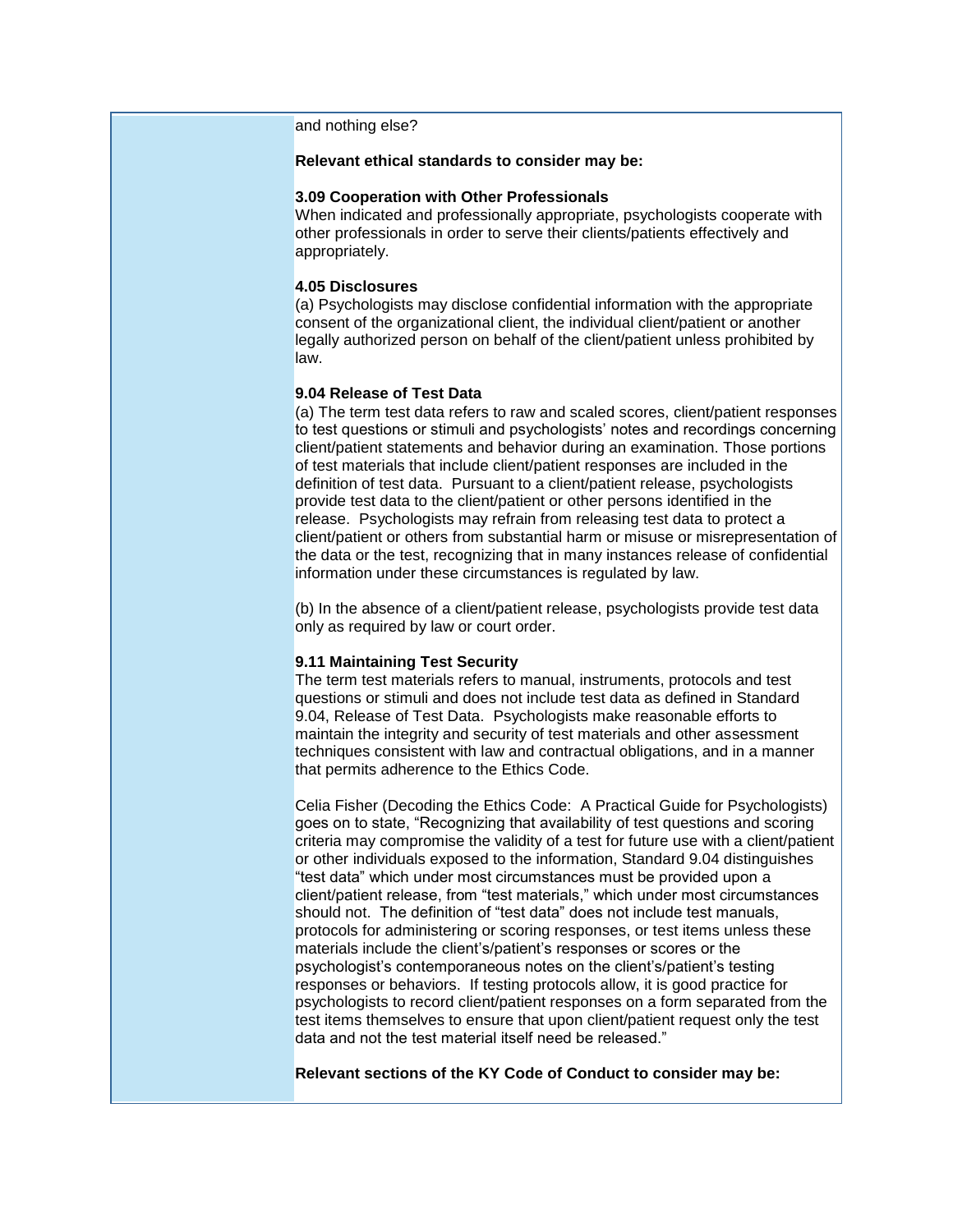and nothing else?

**Relevant ethical standards to consider may be:**

**3.09 Cooperation with Other Professionals**
When indicated and professionally appropriate, psychologists cooperate with other professionals in order to serve their clients/patients effectively and appropriately.

**4.05 Disclosures**
(a) Psychologists may disclose confidential information with the appropriate consent of the organizational client, the individual client/patient or another legally authorized person on behalf of the client/patient unless prohibited by law.

**9.04 Release of Test Data**
(a) The term test data refers to raw and scaled scores, client/patient responses to test questions or stimuli and psychologists' notes and recordings concerning client/patient statements and behavior during an examination. Those portions of test materials that include client/patient responses are included in the definition of test data. Pursuant to a client/patient release, psychologists provide test data to the client/patient or other persons identified in the release. Psychologists may refrain from releasing test data to protect a client/patient or others from substantial harm or misuse or misrepresentation of the data or the test, recognizing that in many instances release of confidential information under these circumstances is regulated by law.

(b) In the absence of a client/patient release, psychologists provide test data only as required by law or court order.

**9.11 Maintaining Test Security**
The term test materials refers to manual, instruments, protocols and test questions or stimuli and does not include test data as defined in Standard 9.04, Release of Test Data. Psychologists make reasonable efforts to maintain the integrity and security of test materials and other assessment techniques consistent with law and contractual obligations, and in a manner that permits adherence to the Ethics Code.

Celia Fisher (Decoding the Ethics Code: A Practical Guide for Psychologists) goes on to state, "Recognizing that availability of test questions and scoring criteria may compromise the validity of a test for future use with a client/patient or other individuals exposed to the information, Standard 9.04 distinguishes "test data" which under most circumstances must be provided upon a client/patient release, from "test materials," which under most circumstances should not. The definition of "test data" does not include test manuals, protocols for administering or scoring responses, or test items unless these materials include the client's/patient's responses or scores or the psychologist's contemporaneous notes on the client's/patient's testing responses or behaviors. If testing protocols allow, it is good practice for psychologists to record client/patient responses on a form separated from the test items themselves to ensure that upon client/patient request only the test data and not the test material itself need be released."

**Relevant sections of the KY Code of Conduct to consider may be:**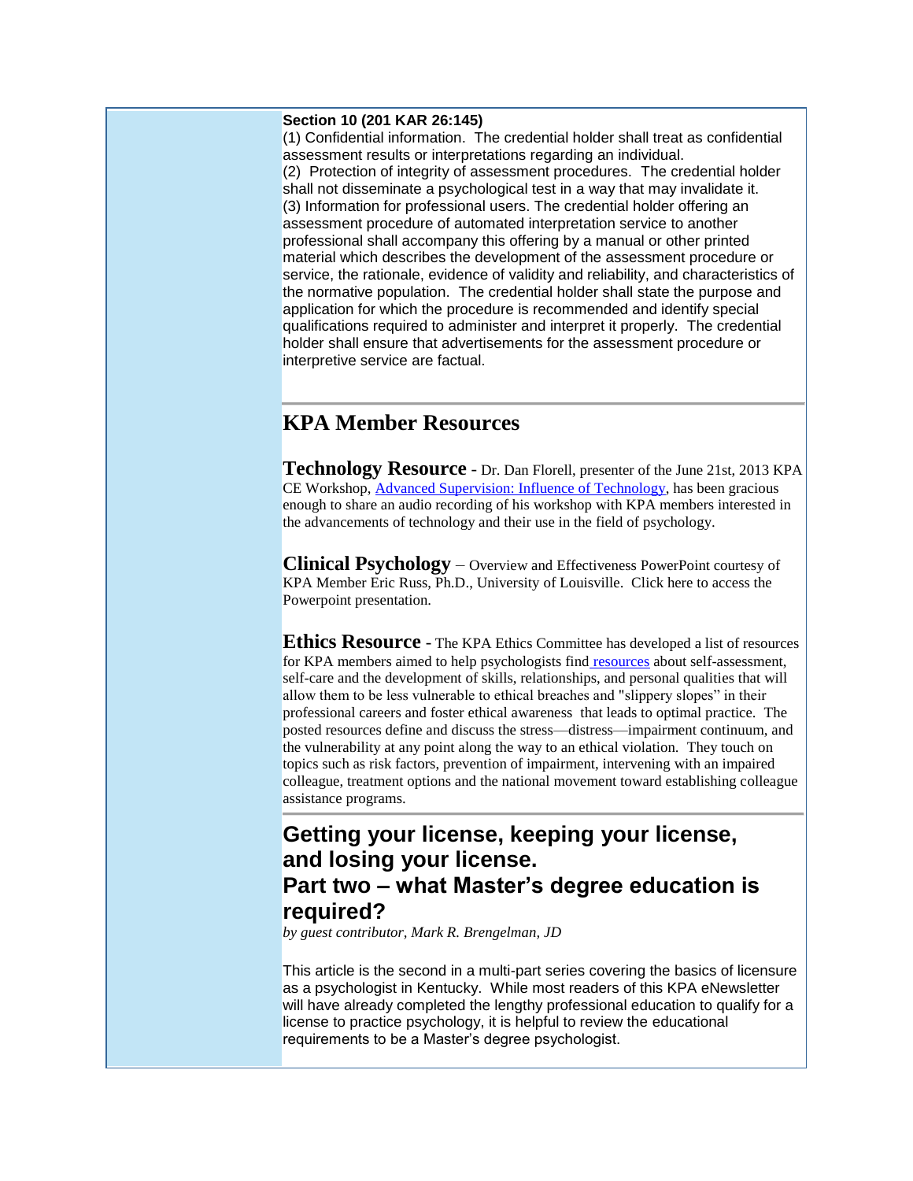**Section 10 (201 KAR 26:145)**

(1) Confidential information. The credential holder shall treat as confidential assessment results or interpretations regarding an individual.

(2) Protection of integrity of assessment procedures. The credential holder shall not disseminate a psychological test in a way that may invalidate it.

(3) Information for professional users. The credential holder offering an assessment procedure of automated interpretation service to another professional shall accompany this offering by a manual or other printed material which describes the development of the assessment procedure or service, the rationale, evidence of validity and reliability, and characteristics of the normative population. The credential holder shall state the purpose and application for which the procedure is recommended and identify special qualifications required to administer and interpret it properly. The credential holder shall ensure that advertisements for the assessment procedure or interpretive service are factual.

## KPA Member Resources

**Technology Resource** - Dr. Dan Florell, presenter of the June 21st, 2013 KPA CE Workshop, Advanced Supervision: Influence of Technology, has been gracious enough to share an audio recording of his workshop with KPA members interested in the advancements of technology and their use in the field of psychology.

**Clinical Psychology** – Overview and Effectiveness PowerPoint courtesy of KPA Member Eric Russ, Ph.D., University of Louisville. Click here to access the Powerpoint presentation.

**Ethics Resource** - The KPA Ethics Committee has developed a list of resources for KPA members aimed to help psychologists find resources about self-assessment, self-care and the development of skills, relationships, and personal qualities that will allow them to be less vulnerable to ethical breaches and "slippery slopes" in their professional careers and foster ethical awareness that leads to optimal practice. The posted resources define and discuss the stress—distress—impairment continuum, and the vulnerability at any point along the way to an ethical violation. They touch on topics such as risk factors, prevention of impairment, intervening with an impaired colleague, treatment options and the national movement toward establishing colleague assistance programs.

## Getting your license, keeping your license, and losing your license. Part two – what Master's degree education is required?

*by guest contributor, Mark R. Brengelman, JD*

This article is the second in a multi-part series covering the basics of licensure as a psychologist in Kentucky. While most readers of this KPA eNewsletter will have already completed the lengthy professional education to qualify for a license to practice psychology, it is helpful to review the educational requirements to be a Master's degree psychologist.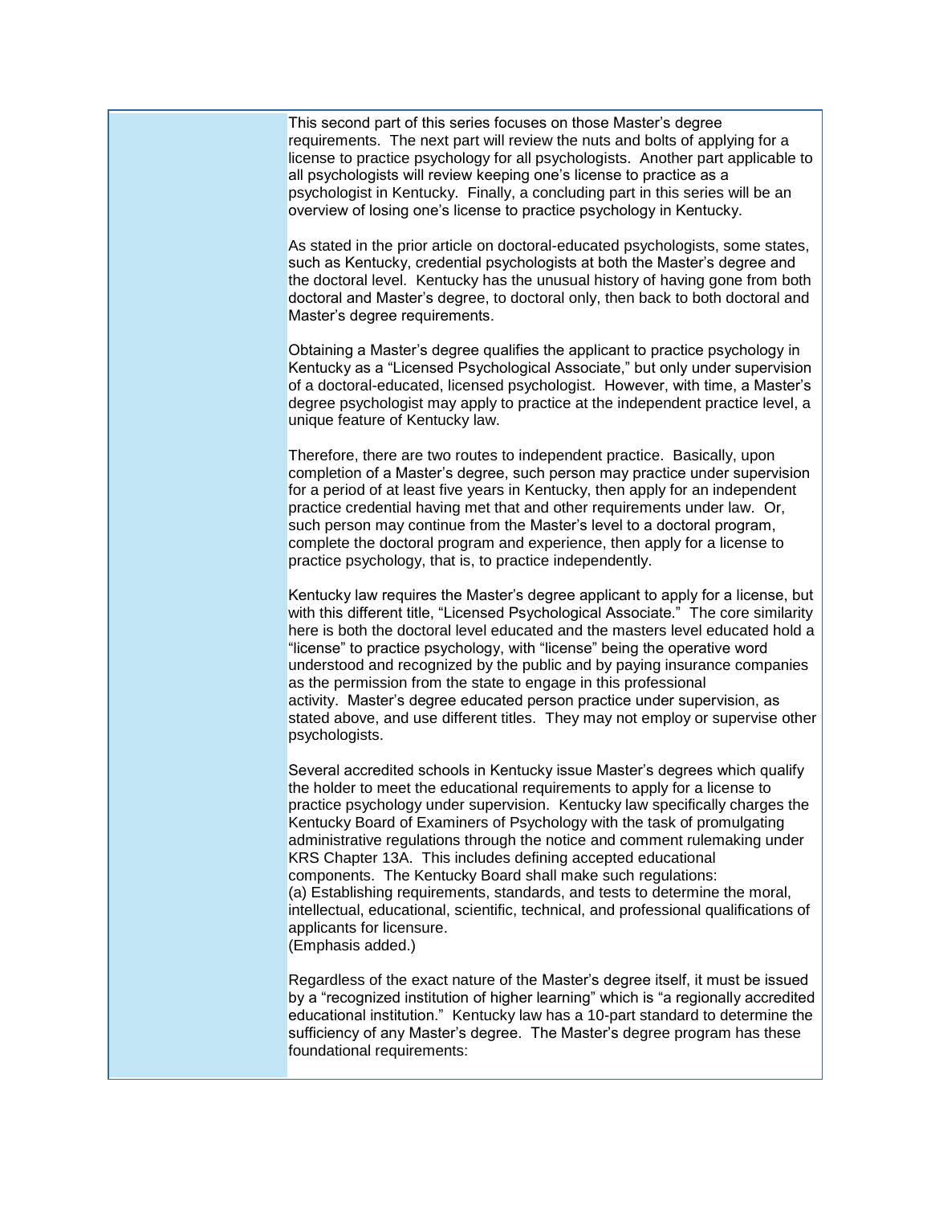This second part of this series focuses on those Master's degree requirements. The next part will review the nuts and bolts of applying for a license to practice psychology for all psychologists. Another part applicable to all psychologists will review keeping one's license to practice as a psychologist in Kentucky. Finally, a concluding part in this series will be an overview of losing one's license to practice psychology in Kentucky.

As stated in the prior article on doctoral-educated psychologists, some states, such as Kentucky, credential psychologists at both the Master's degree and the doctoral level. Kentucky has the unusual history of having gone from both doctoral and Master's degree, to doctoral only, then back to both doctoral and Master's degree requirements.

Obtaining a Master's degree qualifies the applicant to practice psychology in Kentucky as a "Licensed Psychological Associate," but only under supervision of a doctoral-educated, licensed psychologist. However, with time, a Master's degree psychologist may apply to practice at the independent practice level, a unique feature of Kentucky law.

Therefore, there are two routes to independent practice. Basically, upon completion of a Master's degree, such person may practice under supervision for a period of at least five years in Kentucky, then apply for an independent practice credential having met that and other requirements under law. Or, such person may continue from the Master's level to a doctoral program, complete the doctoral program and experience, then apply for a license to practice psychology, that is, to practice independently.

Kentucky law requires the Master's degree applicant to apply for a license, but with this different title, "Licensed Psychological Associate." The core similarity here is both the doctoral level educated and the masters level educated hold a "license" to practice psychology, with "license" being the operative word understood and recognized by the public and by paying insurance companies as the permission from the state to engage in this professional activity. Master's degree educated person practice under supervision, as stated above, and use different titles. They may not employ or supervise other psychologists.

Several accredited schools in Kentucky issue Master's degrees which qualify the holder to meet the educational requirements to apply for a license to practice psychology under supervision. Kentucky law specifically charges the Kentucky Board of Examiners of Psychology with the task of promulgating administrative regulations through the notice and comment rulemaking under KRS Chapter 13A. This includes defining accepted educational components. The Kentucky Board shall make such regulations:
(a) Establishing requirements, standards, and tests to determine the moral, intellectual, educational, scientific, technical, and professional qualifications of applicants for licensure.
(Emphasis added.)

Regardless of the exact nature of the Master's degree itself, it must be issued by a "recognized institution of higher learning" which is "a regionally accredited educational institution." Kentucky law has a 10-part standard to determine the sufficiency of any Master's degree. The Master's degree program has these foundational requirements: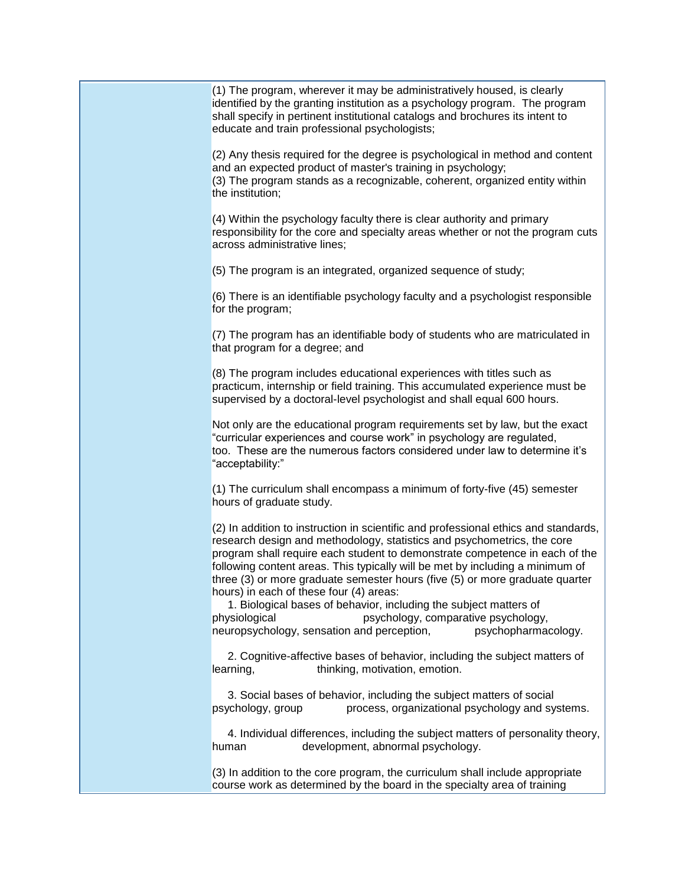(1) The program, wherever it may be administratively housed, is clearly identified by the granting institution as a psychology program. The program shall specify in pertinent institutional catalogs and brochures its intent to educate and train professional psychologists;

(2) Any thesis required for the degree is psychological in method and content and an expected product of master's training in psychology;
(3) The program stands as a recognizable, coherent, organized entity within the institution;

(4) Within the psychology faculty there is clear authority and primary responsibility for the core and specialty areas whether or not the program cuts across administrative lines;

(5) The program is an integrated, organized sequence of study;

(6) There is an identifiable psychology faculty and a psychologist responsible for the program;

(7) The program has an identifiable body of students who are matriculated in that program for a degree; and

(8) The program includes educational experiences with titles such as practicum, internship or field training. This accumulated experience must be supervised by a doctoral-level psychologist and shall equal 600 hours.

Not only are the educational program requirements set by law, but the exact "curricular experiences and course work" in psychology are regulated, too. These are the numerous factors considered under law to determine it's "acceptability:"

(1) The curriculum shall encompass a minimum of forty-five (45) semester hours of graduate study.

(2) In addition to instruction in scientific and professional ethics and standards, research design and methodology, statistics and psychometrics, the core program shall require each student to demonstrate competence in each of the following content areas. This typically will be met by including a minimum of three (3) or more graduate semester hours (five (5) or more graduate quarter hours) in each of these four (4) areas:

1. Biological bases of behavior, including the subject matters of physiological psychology, comparative psychology, neuropsychology, sensation and perception, psychopharmacology.

2. Cognitive-affective bases of behavior, including the subject matters of learning, thinking, motivation, emotion.

3. Social bases of behavior, including the subject matters of social psychology, group process, organizational psychology and systems.

4. Individual differences, including the subject matters of personality theory, human development, abnormal psychology.

(3) In addition to the core program, the curriculum shall include appropriate course work as determined by the board in the specialty area of training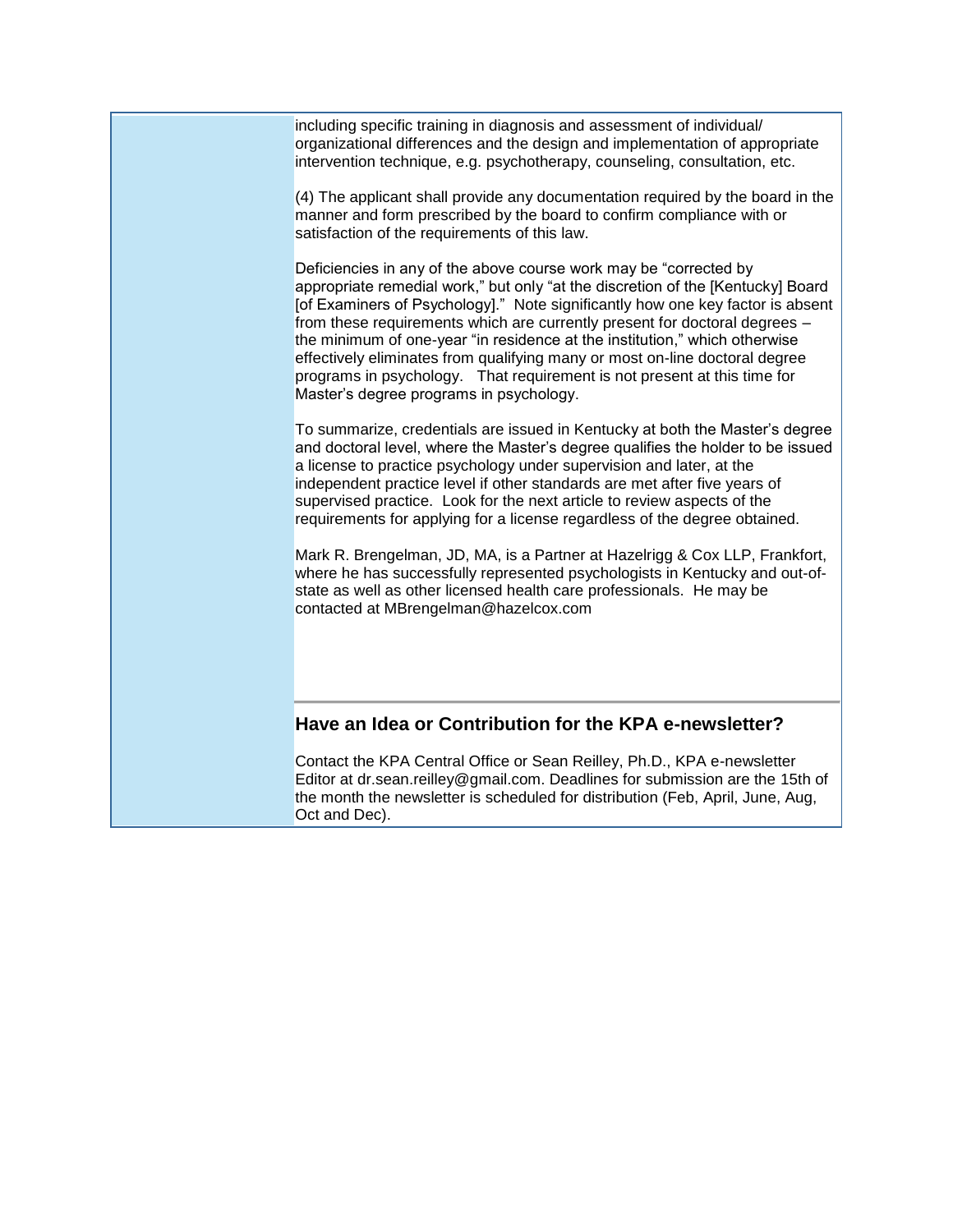including specific training in diagnosis and assessment of individual/ organizational differences and the design and implementation of appropriate intervention technique, e.g. psychotherapy, counseling, consultation, etc.

(4) The applicant shall provide any documentation required by the board in the manner and form prescribed by the board to confirm compliance with or satisfaction of the requirements of this law.

Deficiencies in any of the above course work may be "corrected by appropriate remedial work," but only "at the discretion of the [Kentucky] Board [of Examiners of Psychology]." Note significantly how one key factor is absent from these requirements which are currently present for doctoral degrees – the minimum of one-year "in residence at the institution," which otherwise effectively eliminates from qualifying many or most on-line doctoral degree programs in psychology. That requirement is not present at this time for Master's degree programs in psychology.

To summarize, credentials are issued in Kentucky at both the Master's degree and doctoral level, where the Master's degree qualifies the holder to be issued a license to practice psychology under supervision and later, at the independent practice level if other standards are met after five years of supervised practice. Look for the next article to review aspects of the requirements for applying for a license regardless of the degree obtained.

Mark R. Brengelman, JD, MA, is a Partner at Hazelrigg & Cox LLP, Frankfort, where he has successfully represented psychologists in Kentucky and out-of-state as well as other licensed health care professionals. He may be contacted at MBrengelman@hazelcox.com

## Have an Idea or Contribution for the KPA e-newsletter?

Contact the KPA Central Office or Sean Reilley, Ph.D., KPA e-newsletter Editor at dr.sean.reilley@gmail.com. Deadlines for submission are the 15th of the month the newsletter is scheduled for distribution (Feb, April, June, Aug, Oct and Dec).